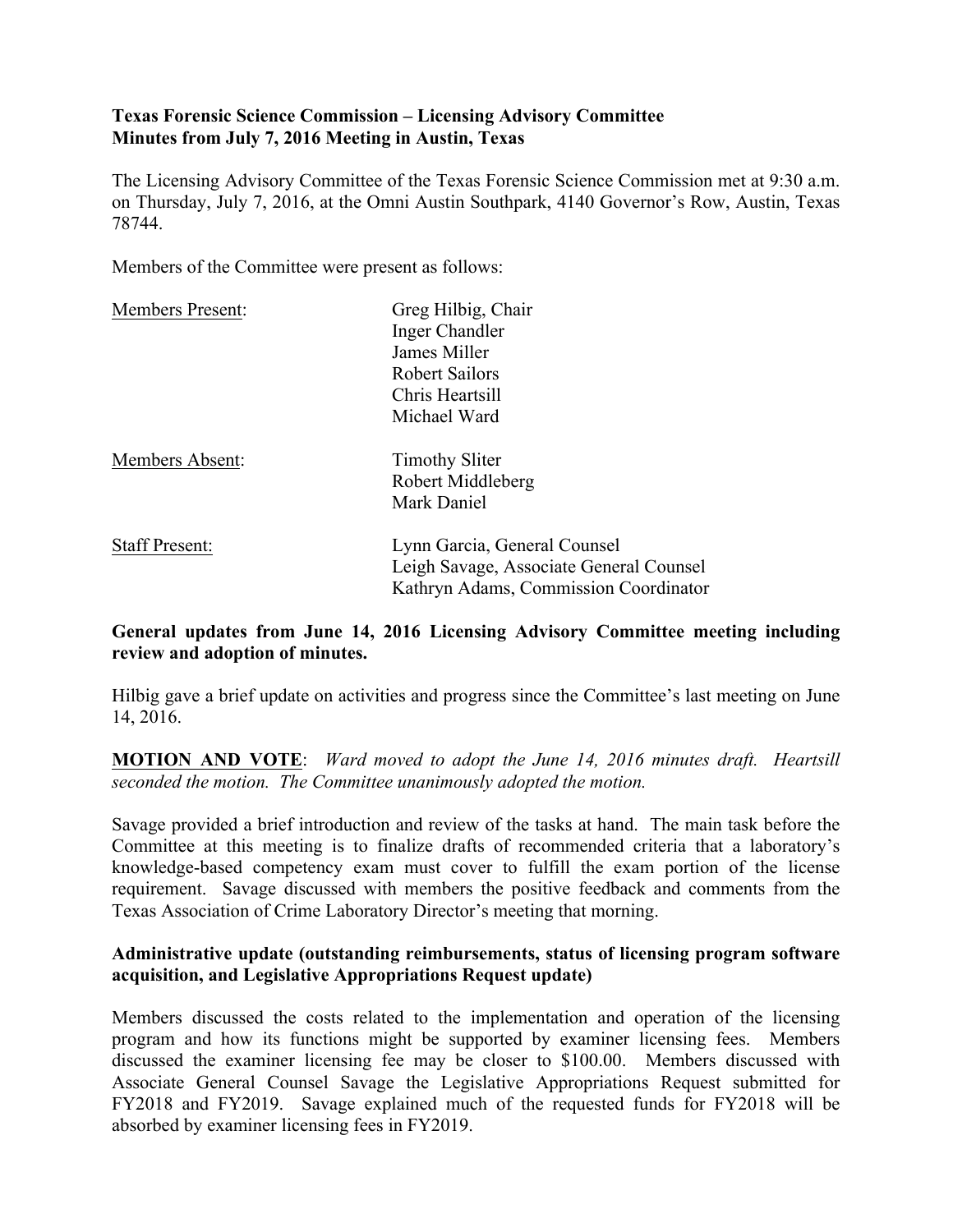**Texas Forensic Science Commission – Licensing Advisory Committee**
**Minutes from July 7, 2016 Meeting in Austin, Texas**

The Licensing Advisory Committee of the Texas Forensic Science Commission met at 9:30 a.m. on Thursday, July 7, 2016, at the Omni Austin Southpark, 4140 Governor's Row, Austin, Texas 78744.

Members of the Committee were present as follows:

| | |
|---|---|
| Members Present: | Greg Hilbig, Chair<br>Inger Chandler<br>James Miller<br>Robert Sailors<br>Chris Heartsill<br>Michael Ward |
| Members Absent: | Timothy Sliter<br>Robert Middleberg<br>Mark Daniel |
| Staff Present: | Lynn Garcia, General Counsel<br>Leigh Savage, Associate General Counsel<br>Kathryn Adams, Commission Coordinator |

**General updates from June 14, 2016 Licensing Advisory Committee meeting including review and adoption of minutes.**

Hilbig gave a brief update on activities and progress since the Committee's last meeting on June 14, 2016.

**MOTION AND VOTE**: *Ward moved to adopt the June 14, 2016 minutes draft. Heartsill seconded the motion. The Committee unanimously adopted the motion.*

Savage provided a brief introduction and review of the tasks at hand. The main task before the Committee at this meeting is to finalize drafts of recommended criteria that a laboratory's knowledge-based competency exam must cover to fulfill the exam portion of the license requirement. Savage discussed with members the positive feedback and comments from the Texas Association of Crime Laboratory Director's meeting that morning.

**Administrative update (outstanding reimbursements, status of licensing program software acquisition, and Legislative Appropriations Request update)**

Members discussed the costs related to the implementation and operation of the licensing program and how its functions might be supported by examiner licensing fees. Members discussed the examiner licensing fee may be closer to $100.00. Members discussed with Associate General Counsel Savage the Legislative Appropriations Request submitted for FY2018 and FY2019. Savage explained much of the requested funds for FY2018 will be absorbed by examiner licensing fees in FY2019.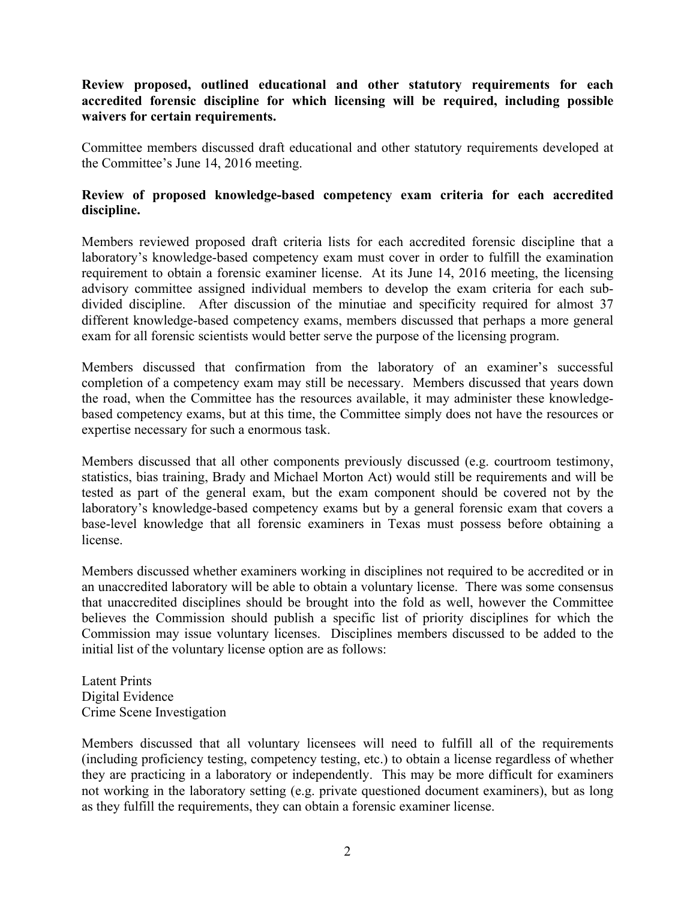**Review proposed, outlined educational and other statutory requirements for each accredited forensic discipline for which licensing will be required, including possible waivers for certain requirements.**

Committee members discussed draft educational and other statutory requirements developed at the Committee's June 14, 2016 meeting.

**Review of proposed knowledge-based competency exam criteria for each accredited discipline.**

Members reviewed proposed draft criteria lists for each accredited forensic discipline that a laboratory's knowledge-based competency exam must cover in order to fulfill the examination requirement to obtain a forensic examiner license. At its June 14, 2016 meeting, the licensing advisory committee assigned individual members to develop the exam criteria for each sub-divided discipline. After discussion of the minutiae and specificity required for almost 37 different knowledge-based competency exams, members discussed that perhaps a more general exam for all forensic scientists would better serve the purpose of the licensing program.

Members discussed that confirmation from the laboratory of an examiner's successful completion of a competency exam may still be necessary. Members discussed that years down the road, when the Committee has the resources available, it may administer these knowledge-based competency exams, but at this time, the Committee simply does not have the resources or expertise necessary for such a enormous task.

Members discussed that all other components previously discussed (e.g. courtroom testimony, statistics, bias training, Brady and Michael Morton Act) would still be requirements and will be tested as part of the general exam, but the exam component should be covered not by the laboratory's knowledge-based competency exams but by a general forensic exam that covers a base-level knowledge that all forensic examiners in Texas must possess before obtaining a license.

Members discussed whether examiners working in disciplines not required to be accredited or in an unaccredited laboratory will be able to obtain a voluntary license. There was some consensus that unaccredited disciplines should be brought into the fold as well, however the Committee believes the Commission should publish a specific list of priority disciplines for which the Commission may issue voluntary licenses. Disciplines members discussed to be added to the initial list of the voluntary license option are as follows:

Latent Prints
Digital Evidence
Crime Scene Investigation

Members discussed that all voluntary licensees will need to fulfill all of the requirements (including proficiency testing, competency testing, etc.) to obtain a license regardless of whether they are practicing in a laboratory or independently. This may be more difficult for examiners not working in the laboratory setting (e.g. private questioned document examiners), but as long as they fulfill the requirements, they can obtain a forensic examiner license.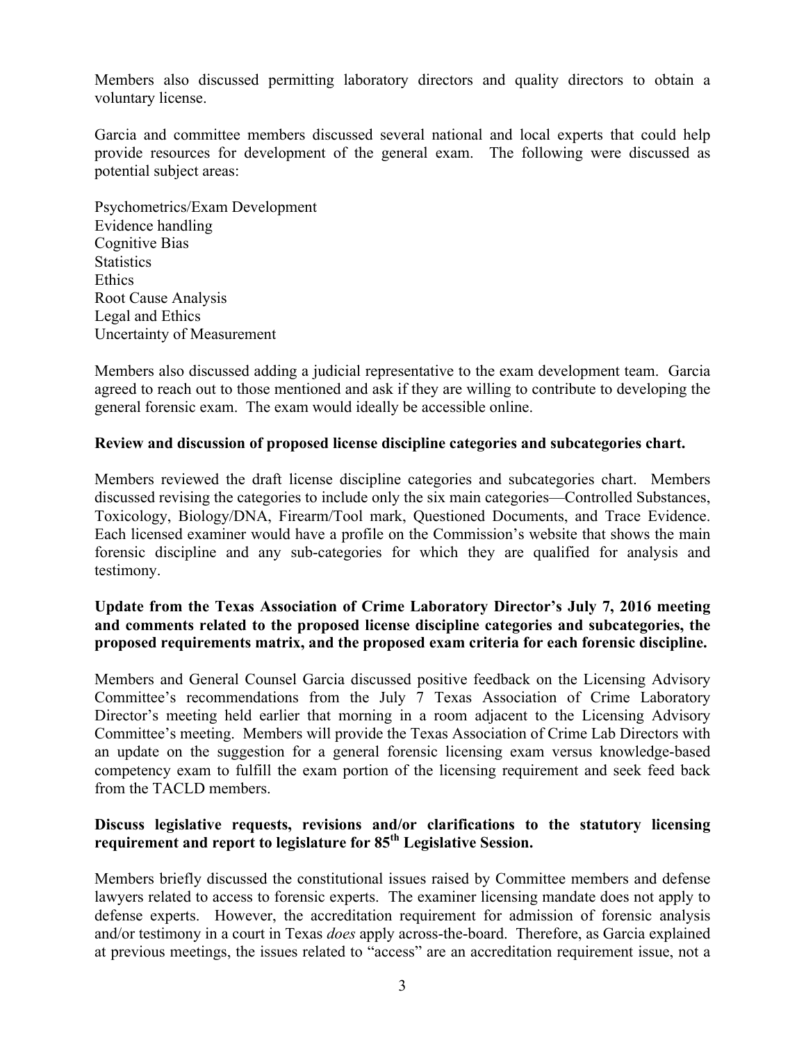Members also discussed permitting laboratory directors and quality directors to obtain a voluntary license.

Garcia and committee members discussed several national and local experts that could help provide resources for development of the general exam. The following were discussed as potential subject areas:

Psychometrics/Exam Development
Evidence handling
Cognitive Bias
Statistics
Ethics
Root Cause Analysis
Legal and Ethics
Uncertainty of Measurement

Members also discussed adding a judicial representative to the exam development team. Garcia agreed to reach out to those mentioned and ask if they are willing to contribute to developing the general forensic exam. The exam would ideally be accessible online.

**Review and discussion of proposed license discipline categories and subcategories chart.**

Members reviewed the draft license discipline categories and subcategories chart. Members discussed revising the categories to include only the six main categories—Controlled Substances, Toxicology, Biology/DNA, Firearm/Tool mark, Questioned Documents, and Trace Evidence. Each licensed examiner would have a profile on the Commission's website that shows the main forensic discipline and any sub-categories for which they are qualified for analysis and testimony.

**Update from the Texas Association of Crime Laboratory Director's July 7, 2016 meeting and comments related to the proposed license discipline categories and subcategories, the proposed requirements matrix, and the proposed exam criteria for each forensic discipline.**

Members and General Counsel Garcia discussed positive feedback on the Licensing Advisory Committee's recommendations from the July 7 Texas Association of Crime Laboratory Director's meeting held earlier that morning in a room adjacent to the Licensing Advisory Committee's meeting. Members will provide the Texas Association of Crime Lab Directors with an update on the suggestion for a general forensic licensing exam versus knowledge-based competency exam to fulfill the exam portion of the licensing requirement and seek feed back from the TACLD members.

**Discuss legislative requests, revisions and/or clarifications to the statutory licensing requirement and report to legislature for 85th Legislative Session.**

Members briefly discussed the constitutional issues raised by Committee members and defense lawyers related to access to forensic experts. The examiner licensing mandate does not apply to defense experts. However, the accreditation requirement for admission of forensic analysis and/or testimony in a court in Texas *does* apply across-the-board. Therefore, as Garcia explained at previous meetings, the issues related to "access" are an accreditation requirement issue, not a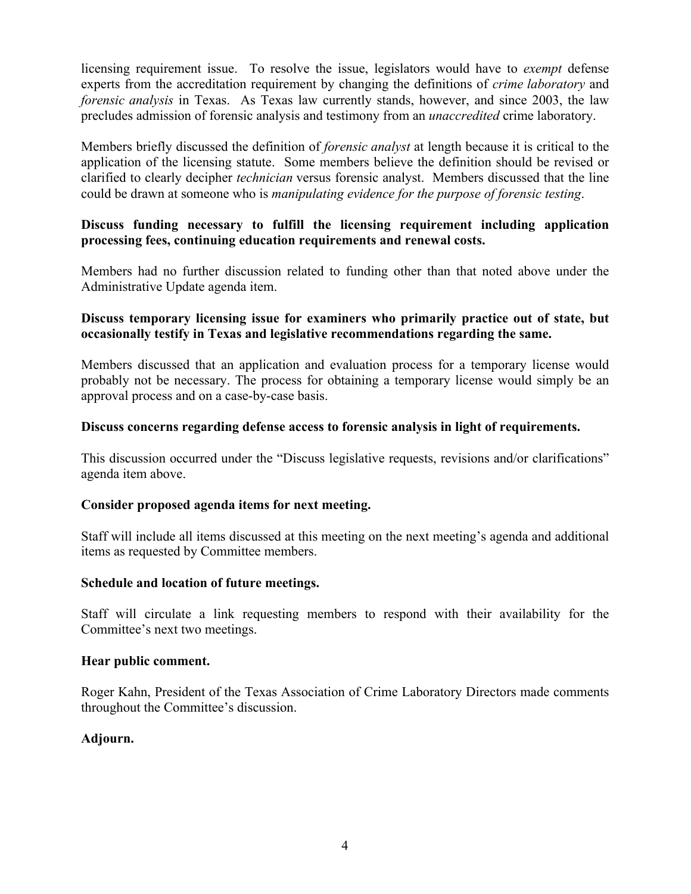licensing requirement issue. To resolve the issue, legislators would have to *exempt* defense experts from the accreditation requirement by changing the definitions of *crime laboratory* and *forensic analysis* in Texas. As Texas law currently stands, however, and since 2003, the law precludes admission of forensic analysis and testimony from an *unaccredited* crime laboratory.

Members briefly discussed the definition of *forensic analyst* at length because it is critical to the application of the licensing statute. Some members believe the definition should be revised or clarified to clearly decipher *technician* versus forensic analyst. Members discussed that the line could be drawn at someone who is *manipulating evidence for the purpose of forensic testing*.

**Discuss funding necessary to fulfill the licensing requirement including application processing fees, continuing education requirements and renewal costs.**

Members had no further discussion related to funding other than that noted above under the Administrative Update agenda item.

**Discuss temporary licensing issue for examiners who primarily practice out of state, but occasionally testify in Texas and legislative recommendations regarding the same.**

Members discussed that an application and evaluation process for a temporary license would probably not be necessary. The process for obtaining a temporary license would simply be an approval process and on a case-by-case basis.

**Discuss concerns regarding defense access to forensic analysis in light of requirements.**

This discussion occurred under the "Discuss legislative requests, revisions and/or clarifications" agenda item above.

**Consider proposed agenda items for next meeting.**

Staff will include all items discussed at this meeting on the next meeting's agenda and additional items as requested by Committee members.

**Schedule and location of future meetings.**

Staff will circulate a link requesting members to respond with their availability for the Committee's next two meetings.

**Hear public comment.**

Roger Kahn, President of the Texas Association of Crime Laboratory Directors made comments throughout the Committee's discussion.

**Adjourn.**